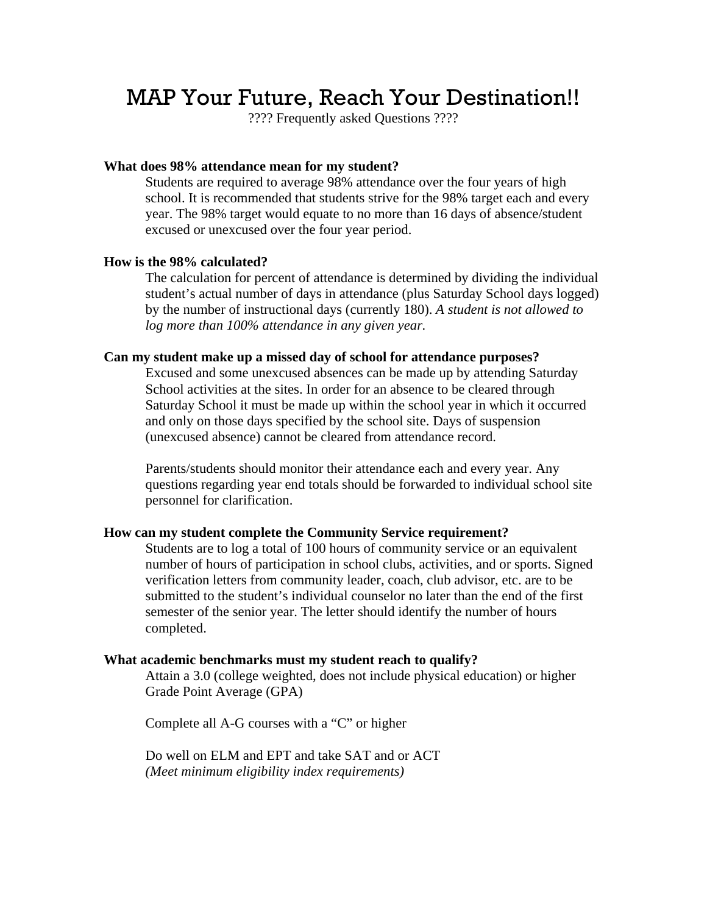# MAP Your Future, Reach Your Destination!!

???? Frequently asked Questions ????

**What does 98% attendance mean for my student?**

Students are required to average 98% attendance over the four years of high school. It is recommended that students strive for the 98% target each and every year. The 98% target would equate to no more than 16 days of absence/student excused or unexcused over the four year period.

**How is the 98% calculated?**

The calculation for percent of attendance is determined by dividing the individual student's actual number of days in attendance (plus Saturday School days logged) by the number of instructional days (currently 180). *A student is not allowed to log more than 100% attendance in any given year.*

**Can my student make up a missed day of school for attendance purposes?**

Excused and some unexcused absences can be made up by attending Saturday School activities at the sites. In order for an absence to be cleared through Saturday School it must be made up within the school year in which it occurred and only on those days specified by the school site. Days of suspension (unexcused absence) cannot be cleared from attendance record.

Parents/students should monitor their attendance each and every year. Any questions regarding year end totals should be forwarded to individual school site personnel for clarification.

**How can my student complete the Community Service requirement?**

Students are to log a total of 100 hours of community service or an equivalent number of hours of participation in school clubs, activities, and or sports. Signed verification letters from community leader, coach, club advisor, etc. are to be submitted to the student's individual counselor no later than the end of the first semester of the senior year. The letter should identify the number of hours completed.

**What academic benchmarks must my student reach to qualify?**

Attain a 3.0 (college weighted, does not include physical education) or higher Grade Point Average (GPA)

Complete all A-G courses with a "C" or higher

Do well on ELM and EPT and take SAT and or ACT
*(Meet minimum eligibility index requirements)*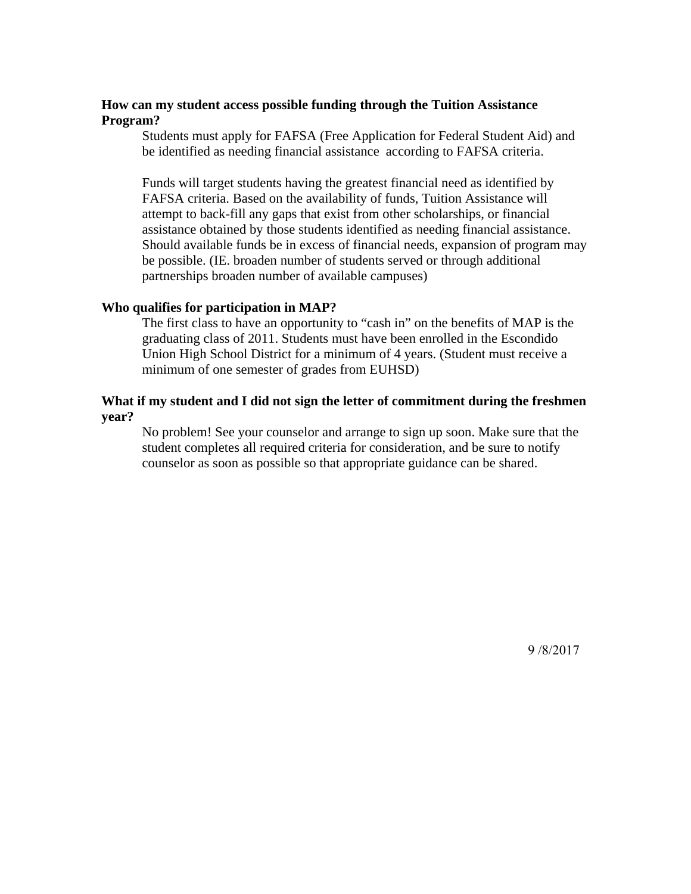**How can my student access possible funding through the Tuition Assistance Program?**

Students must apply for FAFSA (Free Application for Federal Student Aid) and be identified as needing financial assistance according to FAFSA criteria.

Funds will target students having the greatest financial need as identified by FAFSA criteria. Based on the availability of funds, Tuition Assistance will attempt to back-fill any gaps that exist from other scholarships, or financial assistance obtained by those students identified as needing financial assistance. Should available funds be in excess of financial needs, expansion of program may be possible. (IE. broaden number of students served or through additional partnerships broaden number of available campuses)

**Who qualifies for participation in MAP?**

The first class to have an opportunity to "cash in" on the benefits of MAP is the graduating class of 2011. Students must have been enrolled in the Escondido Union High School District for a minimum of 4 years. (Student must receive a minimum of one semester of grades from EUHSD)

**What if my student and I did not sign the letter of commitment during the freshmen year?**

No problem! See your counselor and arrange to sign up soon. Make sure that the student completes all required criteria for consideration, and be sure to notify counselor as soon as possible so that appropriate guidance can be shared.

9 /8/2017